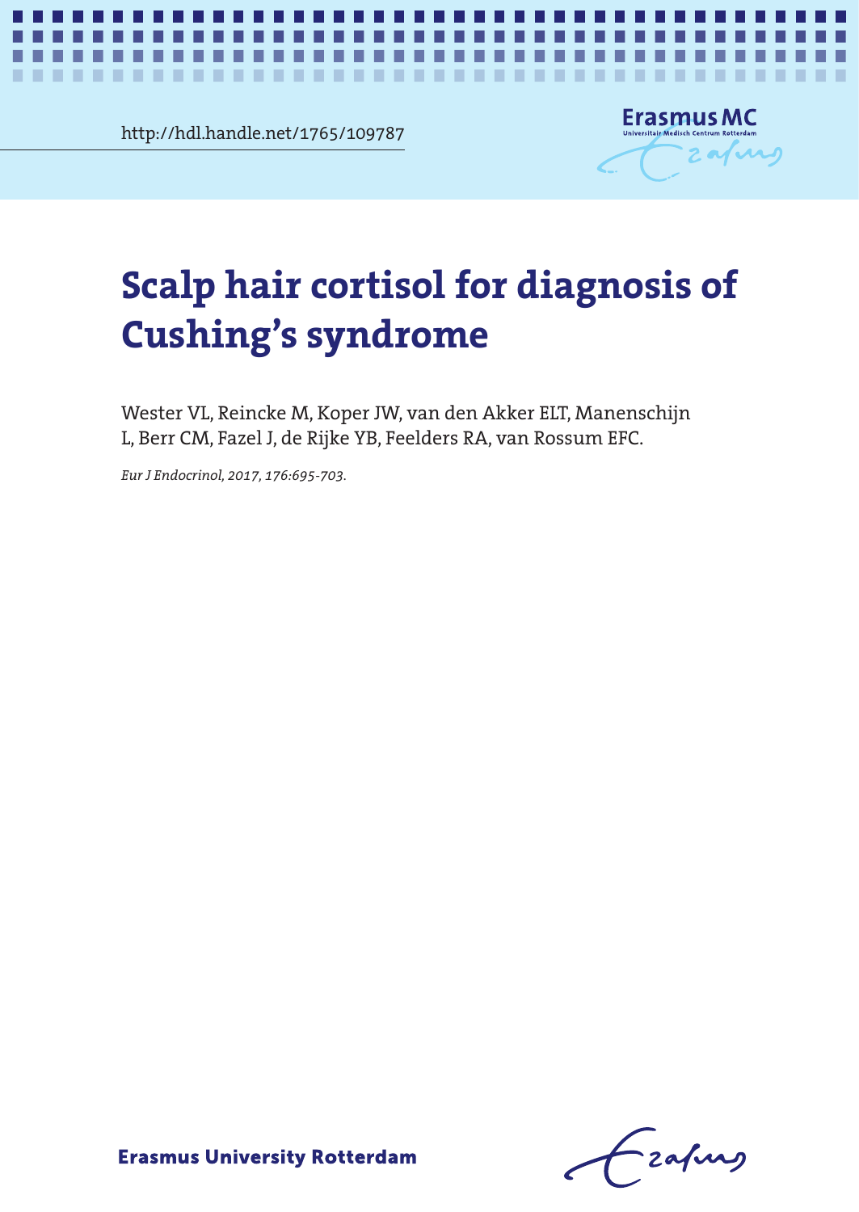http://hdl.handle.net/1765/109787

# Scalp hair cortisol for diagnosis of Cushing's syndrome

Wester VL, Reincke M, Koper JW, van den Akker ELT, Manenschijn L, Berr CM, Fazel J, de Rijke YB, Feelders RA, van Rossum EFC.

*Eur J Endocrinol, 2017, 176:695-703.*

**Erasmus University Rotterdam**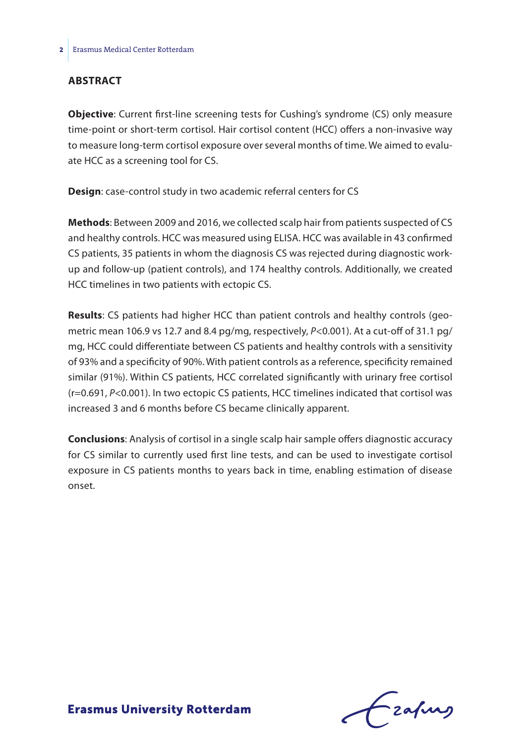## ABSTRACT

**Objective**: Current first-line screening tests for Cushing's syndrome (CS) only measure time-point or short-term cortisol. Hair cortisol content (HCC) offers a non-invasive way to measure long-term cortisol exposure over several months of time. We aimed to evaluate HCC as a screening tool for CS.

**Design**: case-control study in two academic referral centers for CS

**Methods**: Between 2009 and 2016, we collected scalp hair from patients suspected of CS and healthy controls. HCC was measured using ELISA. HCC was available in 43 confirmed CS patients, 35 patients in whom the diagnosis CS was rejected during diagnostic work-up and follow-up (patient controls), and 174 healthy controls. Additionally, we created HCC timelines in two patients with ectopic CS.

**Results**: CS patients had higher HCC than patient controls and healthy controls (geometric mean 106.9 vs 12.7 and 8.4 pg/mg, respectively, $P<0.001$). At a cut-off of 31.1 pg/mg, HCC could differentiate between CS patients and healthy controls with a sensitivity of 93% and a specificity of 90%. With patient controls as a reference, specificity remained similar (91%). Within CS patients, HCC correlated significantly with urinary free cortisol ($r=0.691$, $P<0.001$). In two ectopic CS patients, HCC timelines indicated that cortisol was increased 3 and 6 months before CS became clinically apparent.

**Conclusions**: Analysis of cortisol in a single scalp hair sample offers diagnostic accuracy for CS similar to currently used first line tests, and can be used to investigate cortisol exposure in CS patients months to years back in time, enabling estimation of disease onset.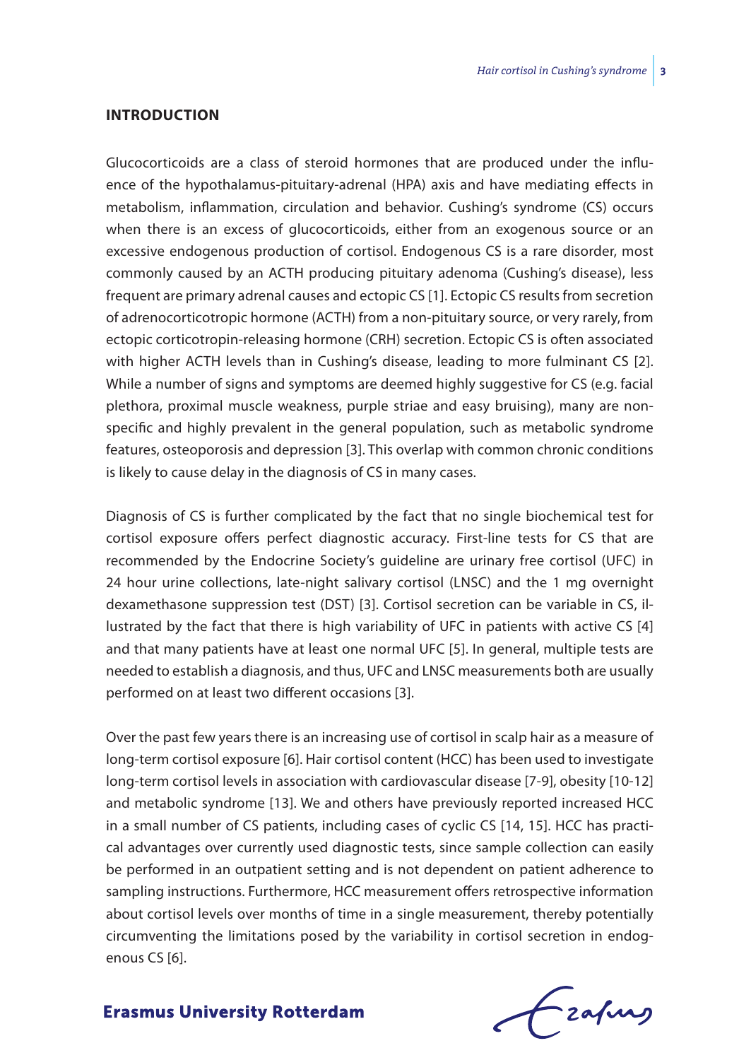## INTRODUCTION

Glucocorticoids are a class of steroid hormones that are produced under the influence of the hypothalamus-pituitary-adrenal (HPA) axis and have mediating effects in metabolism, inflammation, circulation and behavior. Cushing's syndrome (CS) occurs when there is an excess of glucocorticoids, either from an exogenous source or an excessive endogenous production of cortisol. Endogenous CS is a rare disorder, most commonly caused by an ACTH producing pituitary adenoma (Cushing's disease), less frequent are primary adrenal causes and ectopic CS [1]. Ectopic CS results from secretion of adrenocorticotropic hormone (ACTH) from a non-pituitary source, or very rarely, from ectopic corticotropin-releasing hormone (CRH) secretion. Ectopic CS is often associated with higher ACTH levels than in Cushing's disease, leading to more fulminant CS [2]. While a number of signs and symptoms are deemed highly suggestive for CS (e.g. facial plethora, proximal muscle weakness, purple striae and easy bruising), many are non-specific and highly prevalent in the general population, such as metabolic syndrome features, osteoporosis and depression [3]. This overlap with common chronic conditions is likely to cause delay in the diagnosis of CS in many cases.

Diagnosis of CS is further complicated by the fact that no single biochemical test for cortisol exposure offers perfect diagnostic accuracy. First-line tests for CS that are recommended by the Endocrine Society's guideline are urinary free cortisol (UFC) in 24 hour urine collections, late-night salivary cortisol (LNSC) and the 1 mg overnight dexamethasone suppression test (DST) [3]. Cortisol secretion can be variable in CS, illustrated by the fact that there is high variability of UFC in patients with active CS [4] and that many patients have at least one normal UFC [5]. In general, multiple tests are needed to establish a diagnosis, and thus, UFC and LNSC measurements both are usually performed on at least two different occasions [3].

Over the past few years there is an increasing use of cortisol in scalp hair as a measure of long-term cortisol exposure [6]. Hair cortisol content (HCC) has been used to investigate long-term cortisol levels in association with cardiovascular disease [7-9], obesity [10-12] and metabolic syndrome [13]. We and others have previously reported increased HCC in a small number of CS patients, including cases of cyclic CS [14, 15]. HCC has practical advantages over currently used diagnostic tests, since sample collection can easily be performed in an outpatient setting and is not dependent on patient adherence to sampling instructions. Furthermore, HCC measurement offers retrospective information about cortisol levels over months of time in a single measurement, thereby potentially circumventing the limitations posed by the variability in cortisol secretion in endogenous CS [6].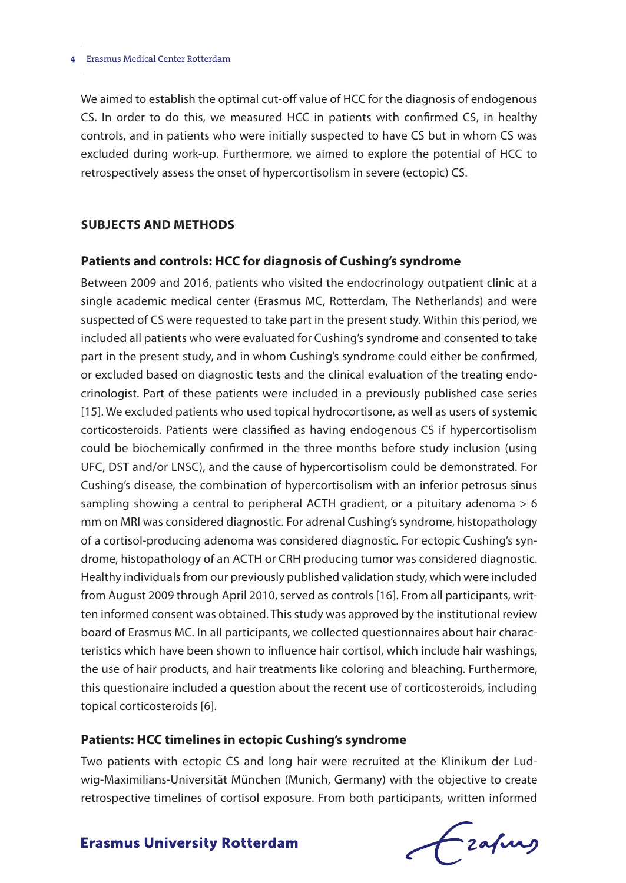We aimed to establish the optimal cut-off value of HCC for the diagnosis of endogenous CS. In order to do this, we measured HCC in patients with confirmed CS, in healthy controls, and in patients who were initially suspected to have CS but in whom CS was excluded during work-up. Furthermore, we aimed to explore the potential of HCC to retrospectively assess the onset of hypercortisolism in severe (ectopic) CS.

## SUBJECTS AND METHODS

### Patients and controls: HCC for diagnosis of Cushing's syndrome

Between 2009 and 2016, patients who visited the endocrinology outpatient clinic at a single academic medical center (Erasmus MC, Rotterdam, The Netherlands) and were suspected of CS were requested to take part in the present study. Within this period, we included all patients who were evaluated for Cushing's syndrome and consented to take part in the present study, and in whom Cushing's syndrome could either be confirmed, or excluded based on diagnostic tests and the clinical evaluation of the treating endocrinologist. Part of these patients were included in a previously published case series [15]. We excluded patients who used topical hydrocortisone, as well as users of systemic corticosteroids. Patients were classified as having endogenous CS if hypercortisolism could be biochemically confirmed in the three months before study inclusion (using UFC, DST and/or LNSC), and the cause of hypercortisolism could be demonstrated. For Cushing's disease, the combination of hypercortisolism with an inferior petrosus sinus sampling showing a central to peripheral ACTH gradient, or a pituitary adenoma > 6 mm on MRI was considered diagnostic. For adrenal Cushing's syndrome, histopathology of a cortisol-producing adenoma was considered diagnostic. For ectopic Cushing's syndrome, histopathology of an ACTH or CRH producing tumor was considered diagnostic. Healthy individuals from our previously published validation study, which were included from August 2009 through April 2010, served as controls [16]. From all participants, written informed consent was obtained. This study was approved by the institutional review board of Erasmus MC. In all participants, we collected questionnaires about hair characteristics which have been shown to influence hair cortisol, which include hair washings, the use of hair products, and hair treatments like coloring and bleaching. Furthermore, this questionaire included a question about the recent use of corticosteroids, including topical corticosteroids [6].

### Patients: HCC timelines in ectopic Cushing's syndrome

Two patients with ectopic CS and long hair were recruited at the Klinikum der Ludwig-Maximilians-Universität München (Munich, Germany) with the objective to create retrospective timelines of cortisol exposure. From both participants, written informed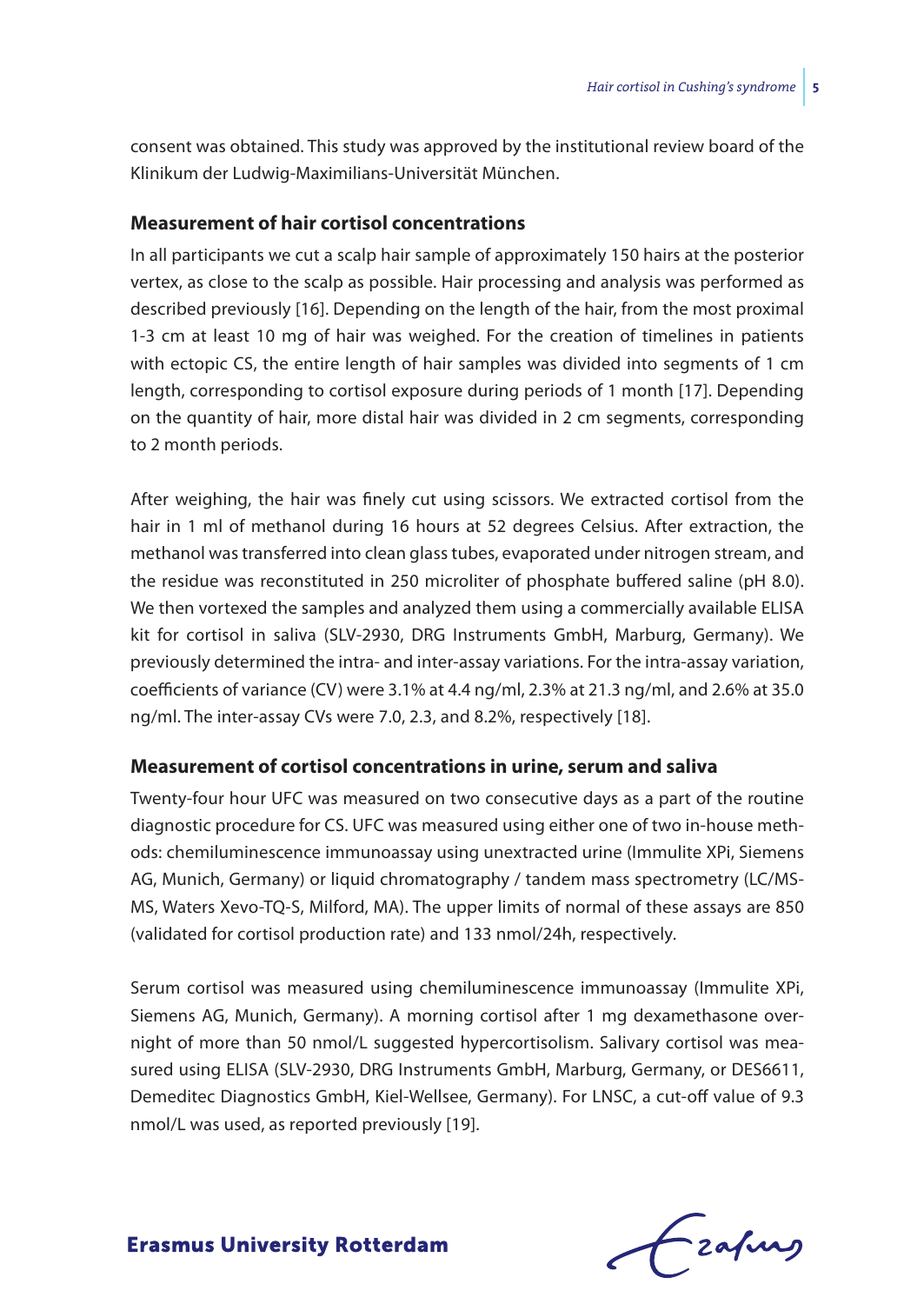consent was obtained. This study was approved by the institutional review board of the Klinikum der Ludwig-Maximilians-Universität München.

### Measurement of hair cortisol concentrations

In all participants we cut a scalp hair sample of approximately 150 hairs at the posterior vertex, as close to the scalp as possible. Hair processing and analysis was performed as described previously [16]. Depending on the length of the hair, from the most proximal 1-3 cm at least 10 mg of hair was weighed. For the creation of timelines in patients with ectopic CS, the entire length of hair samples was divided into segments of 1 cm length, corresponding to cortisol exposure during periods of 1 month [17]. Depending on the quantity of hair, more distal hair was divided in 2 cm segments, corresponding to 2 month periods.

After weighing, the hair was finely cut using scissors. We extracted cortisol from the hair in 1 ml of methanol during 16 hours at 52 degrees Celsius. After extraction, the methanol was transferred into clean glass tubes, evaporated under nitrogen stream, and the residue was reconstituted in 250 microliter of phosphate buffered saline (pH 8.0). We then vortexed the samples and analyzed them using a commercially available ELISA kit for cortisol in saliva (SLV-2930, DRG Instruments GmbH, Marburg, Germany). We previously determined the intra- and inter-assay variations. For the intra-assay variation, coefficients of variance (CV) were 3.1% at 4.4 ng/ml, 2.3% at 21.3 ng/ml, and 2.6% at 35.0 ng/ml. The inter-assay CVs were 7.0, 2.3, and 8.2%, respectively [18].

### Measurement of cortisol concentrations in urine, serum and saliva

Twenty-four hour UFC was measured on two consecutive days as a part of the routine diagnostic procedure for CS. UFC was measured using either one of two in-house methods: chemiluminescence immunoassay using unextracted urine (Immulite XPi, Siemens AG, Munich, Germany) or liquid chromatography / tandem mass spectrometry (LC/MS-MS, Waters Xevo-TQ-S, Milford, MA). The upper limits of normal of these assays are 850 (validated for cortisol production rate) and 133 nmol/24h, respectively.

Serum cortisol was measured using chemiluminescence immunoassay (Immulite XPi, Siemens AG, Munich, Germany). A morning cortisol after 1 mg dexamethasone overnight of more than 50 nmol/L suggested hypercortisolism. Salivary cortisol was measured using ELISA (SLV-2930, DRG Instruments GmbH, Marburg, Germany, or DES6611, Demeditec Diagnostics GmbH, Kiel-Wellsee, Germany). For LNSC, a cut-off value of 9.3 nmol/L was used, as reported previously [19].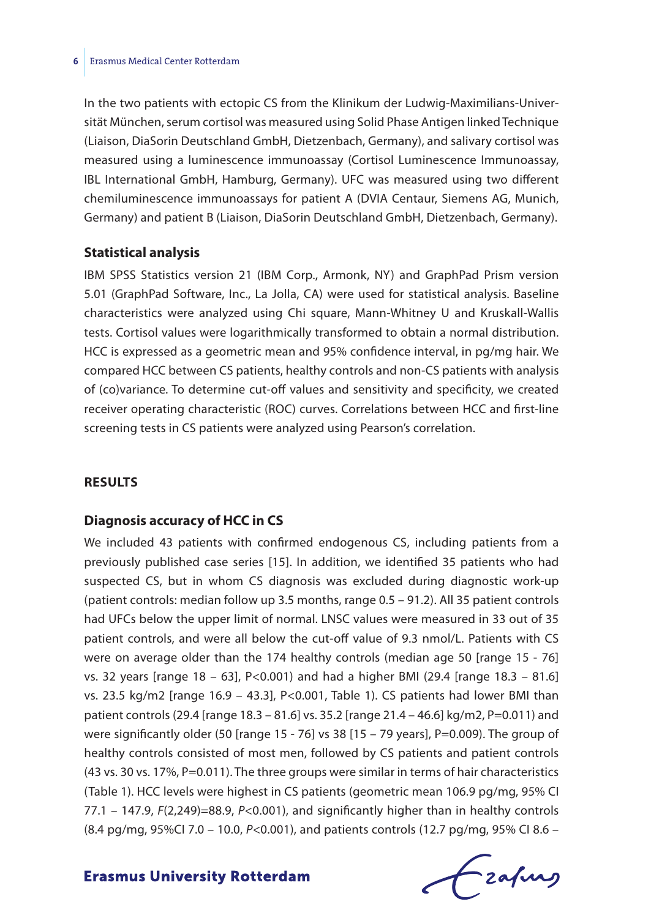In the two patients with ectopic CS from the Klinikum der Ludwig-Maximilians-Universität München, serum cortisol was measured using Solid Phase Antigen linked Technique (Liaison, DiaSorin Deutschland GmbH, Dietzenbach, Germany), and salivary cortisol was measured using a luminescence immunoassay (Cortisol Luminescence Immunoassay, IBL International GmbH, Hamburg, Germany). UFC was measured using two different chemiluminescence immunoassays for patient A (DVIA Centaur, Siemens AG, Munich, Germany) and patient B (Liaison, DiaSorin Deutschland GmbH, Dietzenbach, Germany).

### Statistical analysis

IBM SPSS Statistics version 21 (IBM Corp., Armonk, NY) and GraphPad Prism version 5.01 (GraphPad Software, Inc., La Jolla, CA) were used for statistical analysis. Baseline characteristics were analyzed using Chi square, Mann-Whitney U and Kruskall-Wallis tests. Cortisol values were logarithmically transformed to obtain a normal distribution. HCC is expressed as a geometric mean and 95% confidence interval, in pg/mg hair. We compared HCC between CS patients, healthy controls and non-CS patients with analysis of (co)variance. To determine cut-off values and sensitivity and specificity, we created receiver operating characteristic (ROC) curves. Correlations between HCC and first-line screening tests in CS patients were analyzed using Pearson's correlation.

## RESULTS

### Diagnosis accuracy of HCC in CS

We included 43 patients with confirmed endogenous CS, including patients from a previously published case series [15]. In addition, we identified 35 patients who had suspected CS, but in whom CS diagnosis was excluded during diagnostic work-up (patient controls: median follow up 3.5 months, range 0.5 – 91.2). All 35 patient controls had UFCs below the upper limit of normal. LNSC values were measured in 33 out of 35 patient controls, and were all below the cut-off value of 9.3 nmol/L. Patients with CS were on average older than the 174 healthy controls (median age 50 [range 15 - 76] vs. 32 years [range 18 – 63], $P<0.001$) and had a higher BMI (29.4 [range 18.3 – 81.6] vs. 23.5 kg/m2 [range 16.9 – 43.3], $P<0.001$, Table 1). CS patients had lower BMI than patient controls (29.4 [range 18.3 – 81.6] vs. 35.2 [range 21.4 – 46.6] kg/m2, $P=0.011$) and were significantly older (50 [range 15 - 76] vs 38 [15 – 79 years], $P=0.009$). The group of healthy controls consisted of most men, followed by CS patients and patient controls (43 vs. 30 vs. 17%, $P=0.011$). The three groups were similar in terms of hair characteristics (Table 1). HCC levels were highest in CS patients (geometric mean 106.9 pg/mg, 95% CI 77.1 – 147.9, $F(2,249)=88.9$, $P<0.001$), and significantly higher than in healthy controls (8.4 pg/mg, 95%CI 7.0 – 10.0, $P<0.001$), and patients controls (12.7 pg/mg, 95% CI 8.6 –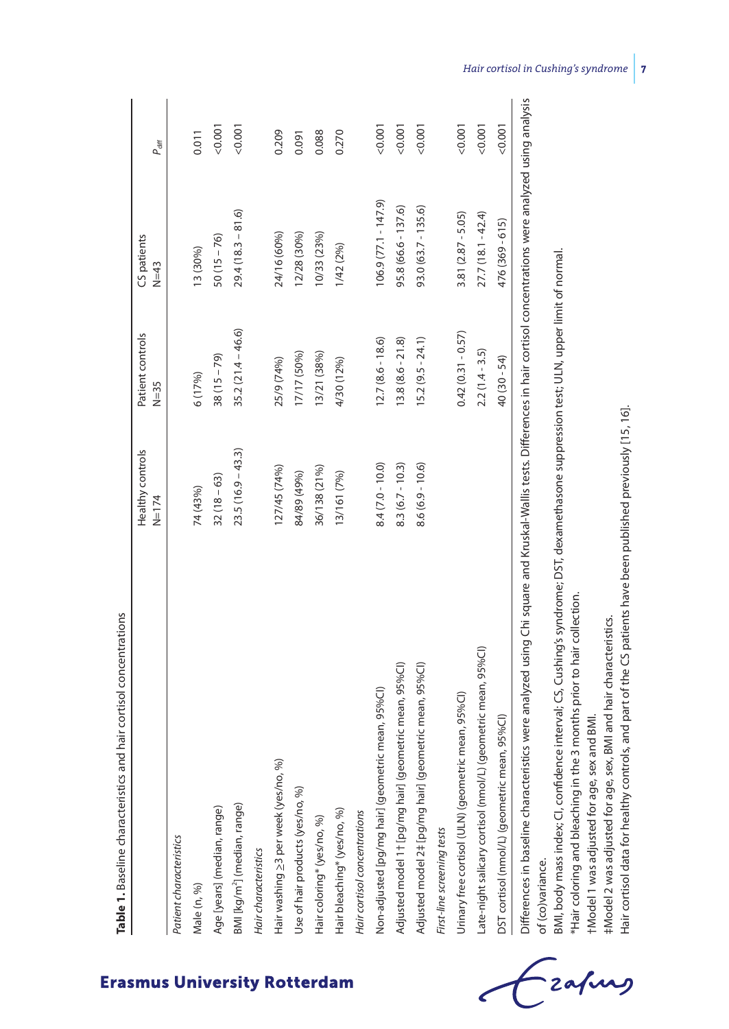**Table 1.** Baseline characteristics and hair cortisol concentrations

| | Healthy controls N=174 | Patient controls N=35 | CS patients N=43 | $P_{diff}$ |
|---|---|---|---|---|
| *Patient characteristics* | | | | |
| Male (n, %) | 74 (43%) | 6 (17%) | 13 (30%) | 0.011 |
| Age [years] (median, range) | 32 (18 – 63) | 38 (15 – 79) | 50 (15 – 76) | <0.001 |
| BMI [kg/m$^2$] (median, range) | 23.5 (16.9 – 43.3) | 35.2 (21.4 – 46.6) | 29.4 (18.3 – 81.6) | <0.001 |
| *Hair characteristics* | | | | |
| Hair washing ≥3 per week (yes/no, %) | 127/45 (74%) | 25/9 (74%) | 24/16 (60%) | 0.209 |
| Use of hair products (yes/no, %) | 84/89 (49%) | 17/17 (50%) | 12/28 (30%) | 0.091 |
| Hair coloring* (yes/no, %) | 36/138 (21%) | 13/21 (38%) | 10/33 (23%) | 0.088 |
| Hair bleaching* (yes/no, %) | 13/161 (7%) | 4/30 (12%) | 1/42 (2%) | 0.270 |
| *Hair cortisol concentrations* | | | | |
| Non-adjusted [pg/mg hair] (geometric mean, 95%CI) | 8.4 (7.0 - 10.0) | 12.7 (8.6 - 18.6) | 106.9 (77.1 - 147.9) | <0.001 |
| Adjusted model 1† [pg/mg hair] (geometric mean, 95%CI) | 8.3 (6.7 - 10.3) | 13.8 (8.6 - 21.8) | 95.8 (66.6 - 137.6) | <0.001 |
| Adjusted model 2‡ [pg/mg hair] (geometric mean, 95%CI) | 8.6 (6.9 - 10.6) | 15.2 (9.5 - 24.1) | 93.0 (63.7 - 135.6) | <0.001 |
| *First-line screening tests* | | | | |
| Urinary free cortisol (ULN) (geometric mean, 95%CI) | | 0.42 (0.31 - 0.57) | 3.81 (2.87 - 5.05) | <0.001 |
| Late-night salicary cortisol (nmol/L) (geometric mean, 95%CI) | | 2.2 (1.4 - 3.5) | 27.7 (18.1 - 42.4) | <0.001 |
| DST cortisol (nmol/L) (geometric mean, 95%CI) | | 40 (30 - 54) | 476 (369 - 615) | <0.001 |

Differences in baseline characteristics were analyzed using Chi square and Kruskal-Wallis tests. Differences in hair cortisol concentrations were analyzed using analysis of (co)variance.

BMI, body mass index; CI, confidence interval; CS, Cushing's syndrome; DST, dexamethasone suppression test; ULN, upper limit of normal.

*Hair coloring and bleaching in the 3 months prior to hair collection.

†Model 1 was adjusted for age, sex and BMI.

‡Model 2 was adjusted for age, sex, BMI and hair characteristics.

Hair cortisol data for healthy controls, and part of the CS patients have been published previously [15, 16].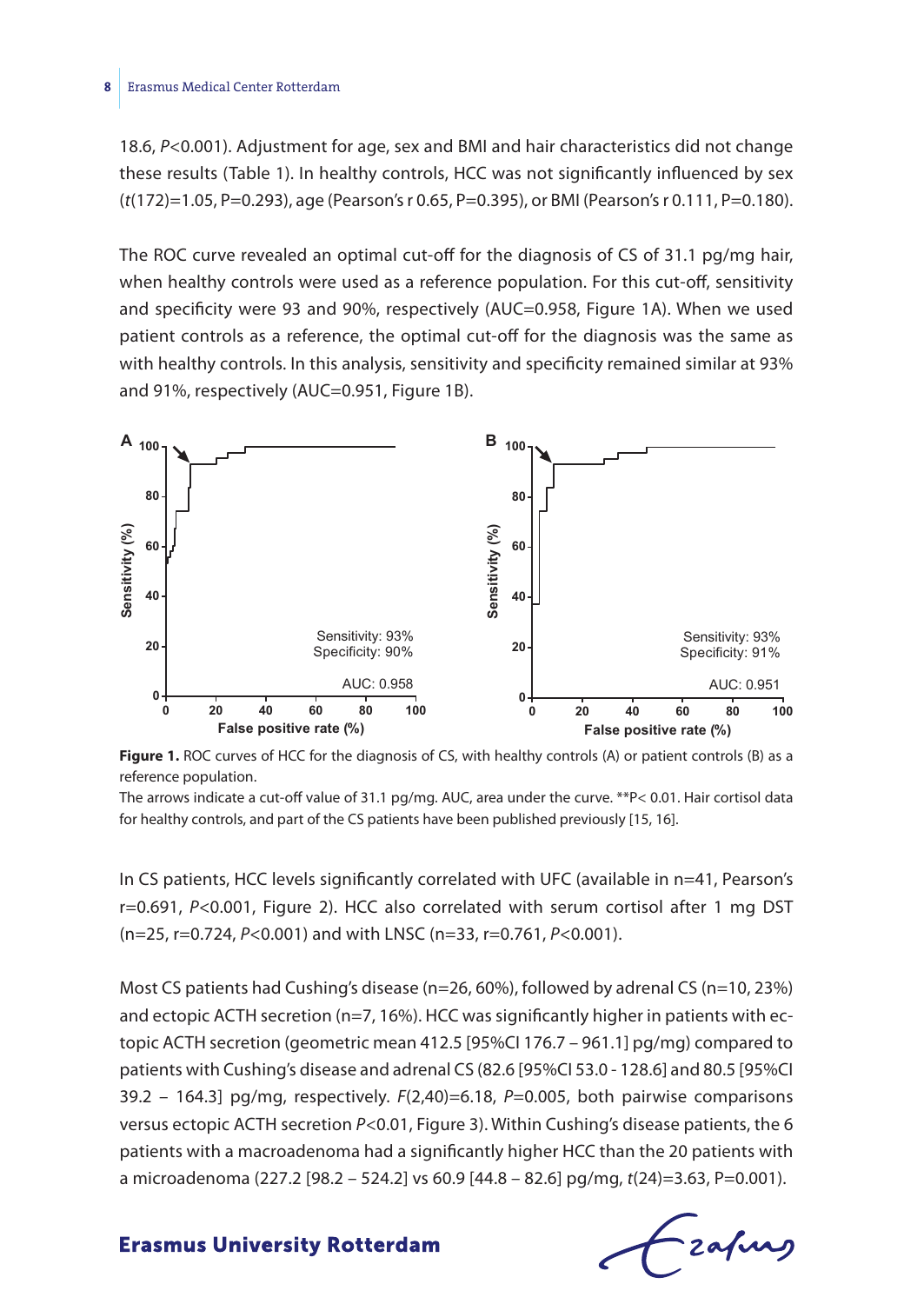18.6, $P<0.001$). Adjustment for age, sex and BMI and hair characteristics did not change these results (Table 1). In healthy controls, HCC was not significantly influenced by sex ($t(172)=1.05$, P=0.293), age (Pearson's r 0.65, P=0.395), or BMI (Pearson's r 0.111, P=0.180).

The ROC curve revealed an optimal cut-off for the diagnosis of CS of 31.1 pg/mg hair, when healthy controls were used as a reference population. For this cut-off, sensitivity and specificity were 93 and 90%, respectively (AUC=0.958, Figure 1A). When we used patient controls as a reference, the optimal cut-off for the diagnosis was the same as with healthy controls. In this analysis, sensitivity and specificity remained similar at 93% and 91%, respectively (AUC=0.951, Figure 1B).

**Figure 1.** ROC curves of HCC for the diagnosis of CS, with healthy controls (A) or patient controls (B) as a reference population.

The arrows indicate a cut-off value of 31.1 pg/mg. AUC, area under the curve. **P< 0.01. Hair cortisol data for healthy controls, and part of the CS patients have been published previously [15, 16].

In CS patients, HCC levels significantly correlated with UFC (available in n=41, Pearson's r=0.691, $P<0.001$, Figure 2). HCC also correlated with serum cortisol after 1 mg DST (n=25, r=0.724, $P<0.001$) and with LNSC (n=33, r=0.761, $P<0.001$).

Most CS patients had Cushing's disease (n=26, 60%), followed by adrenal CS (n=10, 23%) and ectopic ACTH secretion (n=7, 16%). HCC was significantly higher in patients with ectopic ACTH secretion (geometric mean 412.5 [95%CI 176.7 – 961.1] pg/mg) compared to patients with Cushing's disease and adrenal CS (82.6 [95%CI 53.0 - 128.6] and 80.5 [95%CI 39.2 – 164.3] pg/mg, respectively. $F(2,40)=6.18$, $P=0.005$, both pairwise comparisons versus ectopic ACTH secretion $P<0.01$, Figure 3). Within Cushing's disease patients, the 6 patients with a macroadenoma had a significantly higher HCC than the 20 patients with a microadenoma (227.2 [98.2 – 524.2] vs 60.9 [44.8 – 82.6] pg/mg, $t(24)=3.63$, P=0.001).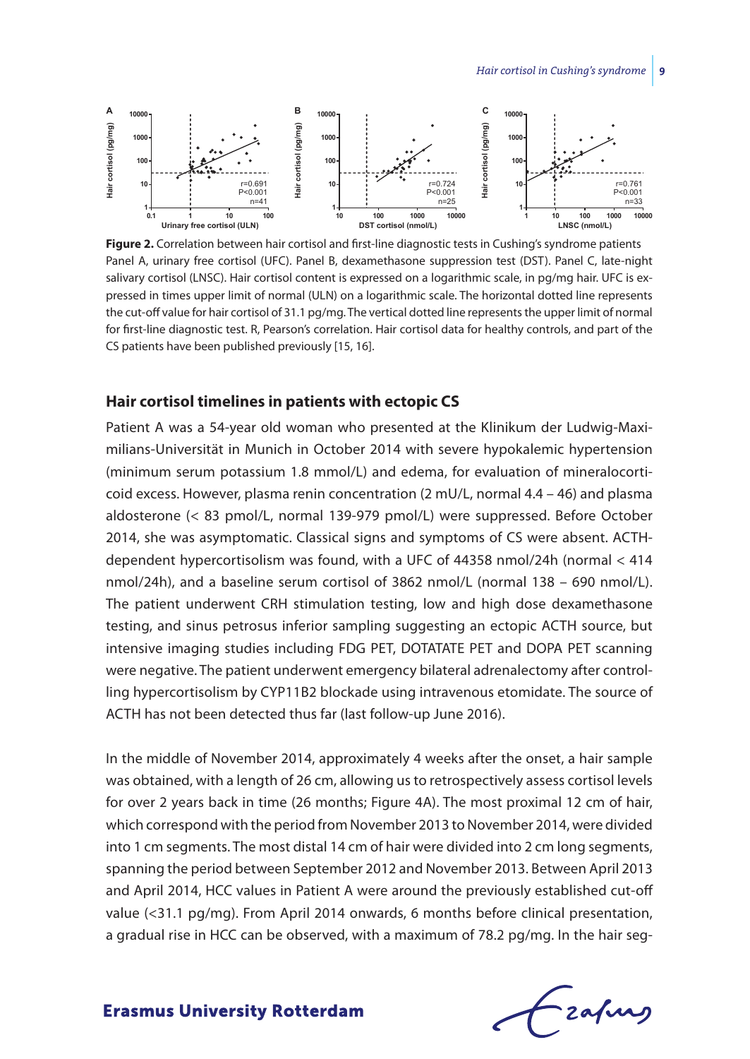**Figure 2.** Correlation between hair cortisol and first-line diagnostic tests in Cushing's syndrome patients Panel A, urinary free cortisol (UFC). Panel B, dexamethasone suppression test (DST). Panel C, late-night salivary cortisol (LNSC). Hair cortisol content is expressed on a logarithmic scale, in pg/mg hair. UFC is expressed in times upper limit of normal (ULN) on a logarithmic scale. The horizontal dotted line represents the cut-off value for hair cortisol of 31.1 pg/mg. The vertical dotted line represents the upper limit of normal for first-line diagnostic test. R, Pearson's correlation. Hair cortisol data for healthy controls, and part of the CS patients have been published previously [15, 16].

### Hair cortisol timelines in patients with ectopic CS

Patient A was a 54-year old woman who presented at the Klinikum der Ludwig-Maximilians-Universität in Munich in October 2014 with severe hypokalemic hypertension (minimum serum potassium 1.8 mmol/L) and edema, for evaluation of mineralocorticoid excess. However, plasma renin concentration (2 mU/L, normal 4.4 – 46) and plasma aldosterone (< 83 pmol/L, normal 139-979 pmol/L) were suppressed. Before October 2014, she was asymptomatic. Classical signs and symptoms of CS were absent. ACTH-dependent hypercortisolism was found, with a UFC of 44358 nmol/24h (normal < 414 nmol/24h), and a baseline serum cortisol of 3862 nmol/L (normal 138 – 690 nmol/L). The patient underwent CRH stimulation testing, low and high dose dexamethasone testing, and sinus petrosus inferior sampling suggesting an ectopic ACTH source, but intensive imaging studies including FDG PET, DOTATATE PET and DOPA PET scanning were negative. The patient underwent emergency bilateral adrenalectomy after controlling hypercortisolism by CYP11B2 blockade using intravenous etomidate. The source of ACTH has not been detected thus far (last follow-up June 2016).

In the middle of November 2014, approximately 4 weeks after the onset, a hair sample was obtained, with a length of 26 cm, allowing us to retrospectively assess cortisol levels for over 2 years back in time (26 months; Figure 4A). The most proximal 12 cm of hair, which correspond with the period from November 2013 to November 2014, were divided into 1 cm segments. The most distal 14 cm of hair were divided into 2 cm long segments, spanning the period between September 2012 and November 2013. Between April 2013 and April 2014, HCC values in Patient A were around the previously established cut-off value (<31.1 pg/mg). From April 2014 onwards, 6 months before clinical presentation, a gradual rise in HCC can be observed, with a maximum of 78.2 pg/mg. In the hair seg-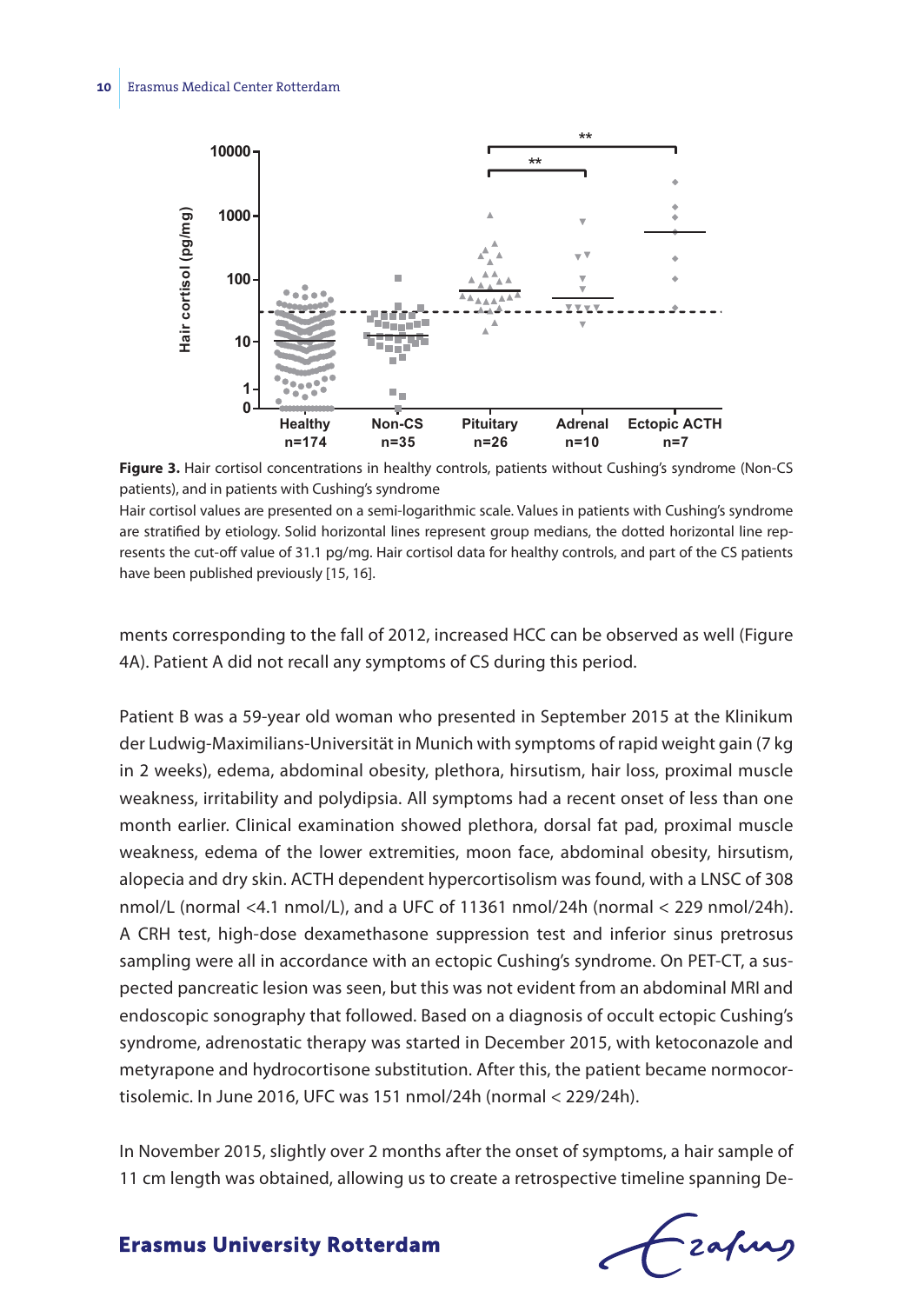**Figure 3.** Hair cortisol concentrations in healthy controls, patients without Cushing's syndrome (Non-CS patients), and in patients with Cushing's syndrome

Hair cortisol values are presented on a semi-logarithmic scale. Values in patients with Cushing's syndrome are stratified by etiology. Solid horizontal lines represent group medians, the dotted horizontal line represents the cut-off value of 31.1 pg/mg. Hair cortisol data for healthy controls, and part of the CS patients have been published previously [15, 16].

ments corresponding to the fall of 2012, increased HCC can be observed as well (Figure 4A). Patient A did not recall any symptoms of CS during this period.

Patient B was a 59-year old woman who presented in September 2015 at the Klinikum der Ludwig-Maximilians-Universität in Munich with symptoms of rapid weight gain (7 kg in 2 weeks), edema, abdominal obesity, plethora, hirsutism, hair loss, proximal muscle weakness, irritability and polydipsia. All symptoms had a recent onset of less than one month earlier. Clinical examination showed plethora, dorsal fat pad, proximal muscle weakness, edema of the lower extremities, moon face, abdominal obesity, hirsutism, alopecia and dry skin. ACTH dependent hypercortisolism was found, with a LNSC of 308 nmol/L (normal <4.1 nmol/L), and a UFC of 11361 nmol/24h (normal < 229 nmol/24h). A CRH test, high-dose dexamethasone suppression test and inferior sinus pretrosus sampling were all in accordance with an ectopic Cushing's syndrome. On PET-CT, a suspected pancreatic lesion was seen, but this was not evident from an abdominal MRI and endoscopic sonography that followed. Based on a diagnosis of occult ectopic Cushing's syndrome, adrenostatic therapy was started in December 2015, with ketoconazole and metyrapone and hydrocortisone substitution. After this, the patient became normocortisolemic. In June 2016, UFC was 151 nmol/24h (normal < 229/24h).

In November 2015, slightly over 2 months after the onset of symptoms, a hair sample of 11 cm length was obtained, allowing us to create a retrospective timeline spanning De-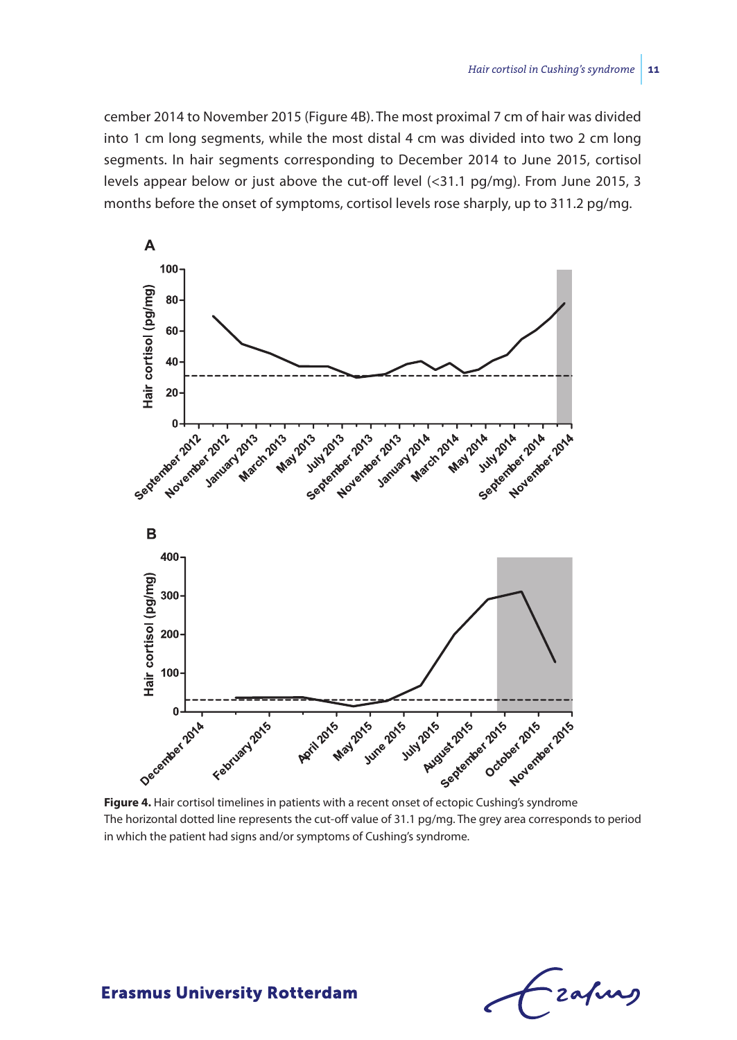cember 2014 to November 2015 (Figure 4B). The most proximal 7 cm of hair was divided into 1 cm long segments, while the most distal 4 cm was divided into two 2 cm long segments. In hair segments corresponding to December 2014 to June 2015, cortisol levels appear below or just above the cut-off level (<31.1 pg/mg). From June 2015, 3 months before the onset of symptoms, cortisol levels rose sharply, up to 311.2 pg/mg.

**Figure 4.** Hair cortisol timelines in patients with a recent onset of ectopic Cushing's syndrome
The horizontal dotted line represents the cut-off value of 31.1 pg/mg. The grey area corresponds to period in which the patient had signs and/or symptoms of Cushing's syndrome.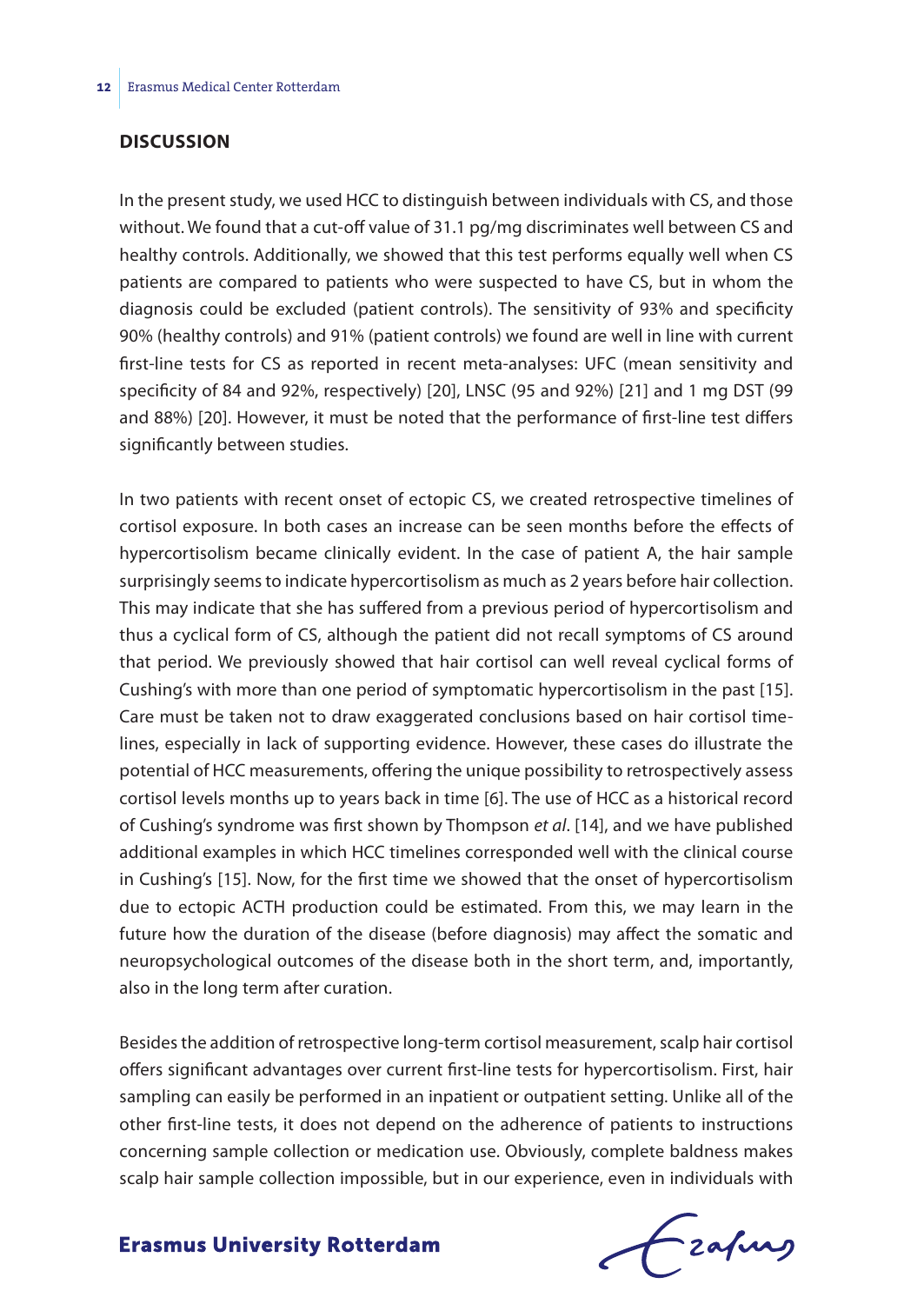## DISCUSSION

In the present study, we used HCC to distinguish between individuals with CS, and those without. We found that a cut-off value of 31.1 pg/mg discriminates well between CS and healthy controls. Additionally, we showed that this test performs equally well when CS patients are compared to patients who were suspected to have CS, but in whom the diagnosis could be excluded (patient controls). The sensitivity of 93% and specificity 90% (healthy controls) and 91% (patient controls) we found are well in line with current first-line tests for CS as reported in recent meta-analyses: UFC (mean sensitivity and specificity of 84 and 92%, respectively) [20], LNSC (95 and 92%) [21] and 1 mg DST (99 and 88%) [20]. However, it must be noted that the performance of first-line test differs significantly between studies.

In two patients with recent onset of ectopic CS, we created retrospective timelines of cortisol exposure. In both cases an increase can be seen months before the effects of hypercortisolism became clinically evident. In the case of patient A, the hair sample surprisingly seems to indicate hypercortisolism as much as 2 years before hair collection. This may indicate that she has suffered from a previous period of hypercortisolism and thus a cyclical form of CS, although the patient did not recall symptoms of CS around that period. We previously showed that hair cortisol can well reveal cyclical forms of Cushing's with more than one period of symptomatic hypercortisolism in the past [15]. Care must be taken not to draw exaggerated conclusions based on hair cortisol time-lines, especially in lack of supporting evidence. However, these cases do illustrate the potential of HCC measurements, offering the unique possibility to retrospectively assess cortisol levels months up to years back in time [6]. The use of HCC as a historical record of Cushing's syndrome was first shown by Thompson *et al*. [14], and we have published additional examples in which HCC timelines corresponded well with the clinical course in Cushing's [15]. Now, for the first time we showed that the onset of hypercortisolism due to ectopic ACTH production could be estimated. From this, we may learn in the future how the duration of the disease (before diagnosis) may affect the somatic and neuropsychological outcomes of the disease both in the short term, and, importantly, also in the long term after curation.

Besides the addition of retrospective long-term cortisol measurement, scalp hair cortisol offers significant advantages over current first-line tests for hypercortisolism. First, hair sampling can easily be performed in an inpatient or outpatient setting. Unlike all of the other first-line tests, it does not depend on the adherence of patients to instructions concerning sample collection or medication use. Obviously, complete baldness makes scalp hair sample collection impossible, but in our experience, even in individuals with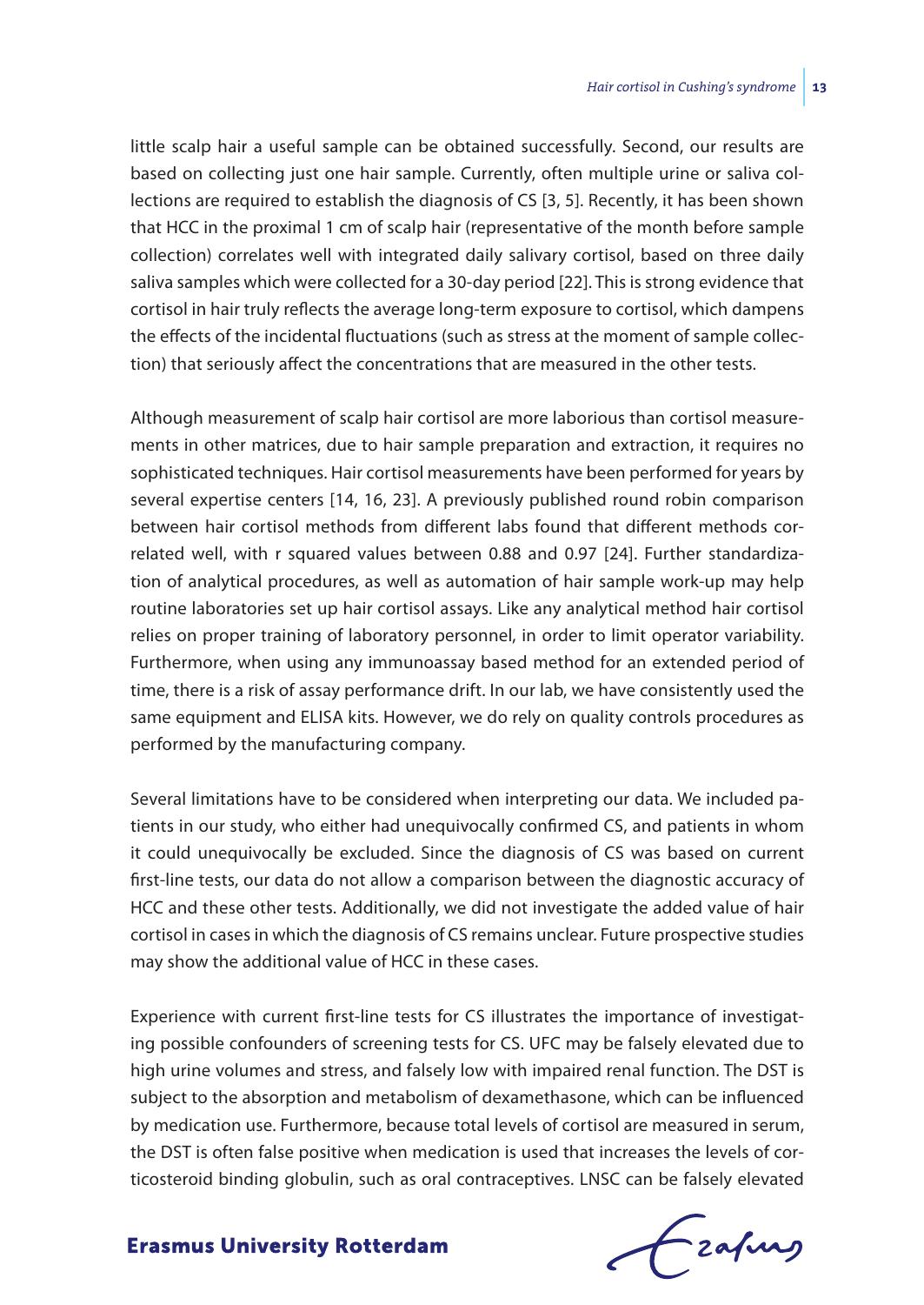little scalp hair a useful sample can be obtained successfully. Second, our results are based on collecting just one hair sample. Currently, often multiple urine or saliva collections are required to establish the diagnosis of CS [3, 5]. Recently, it has been shown that HCC in the proximal 1 cm of scalp hair (representative of the month before sample collection) correlates well with integrated daily salivary cortisol, based on three daily saliva samples which were collected for a 30-day period [22]. This is strong evidence that cortisol in hair truly reflects the average long-term exposure to cortisol, which dampens the effects of the incidental fluctuations (such as stress at the moment of sample collection) that seriously affect the concentrations that are measured in the other tests.

Although measurement of scalp hair cortisol are more laborious than cortisol measurements in other matrices, due to hair sample preparation and extraction, it requires no sophisticated techniques. Hair cortisol measurements have been performed for years by several expertise centers [14, 16, 23]. A previously published round robin comparison between hair cortisol methods from different labs found that different methods correlated well, with r squared values between 0.88 and 0.97 [24]. Further standardization of analytical procedures, as well as automation of hair sample work-up may help routine laboratories set up hair cortisol assays. Like any analytical method hair cortisol relies on proper training of laboratory personnel, in order to limit operator variability. Furthermore, when using any immunoassay based method for an extended period of time, there is a risk of assay performance drift. In our lab, we have consistently used the same equipment and ELISA kits. However, we do rely on quality controls procedures as performed by the manufacturing company.

Several limitations have to be considered when interpreting our data. We included patients in our study, who either had unequivocally confirmed CS, and patients in whom it could unequivocally be excluded. Since the diagnosis of CS was based on current first-line tests, our data do not allow a comparison between the diagnostic accuracy of HCC and these other tests. Additionally, we did not investigate the added value of hair cortisol in cases in which the diagnosis of CS remains unclear. Future prospective studies may show the additional value of HCC in these cases.

Experience with current first-line tests for CS illustrates the importance of investigating possible confounders of screening tests for CS. UFC may be falsely elevated due to high urine volumes and stress, and falsely low with impaired renal function. The DST is subject to the absorption and metabolism of dexamethasone, which can be influenced by medication use. Furthermore, because total levels of cortisol are measured in serum, the DST is often false positive when medication is used that increases the levels of corticosteroid binding globulin, such as oral contraceptives. LNSC can be falsely elevated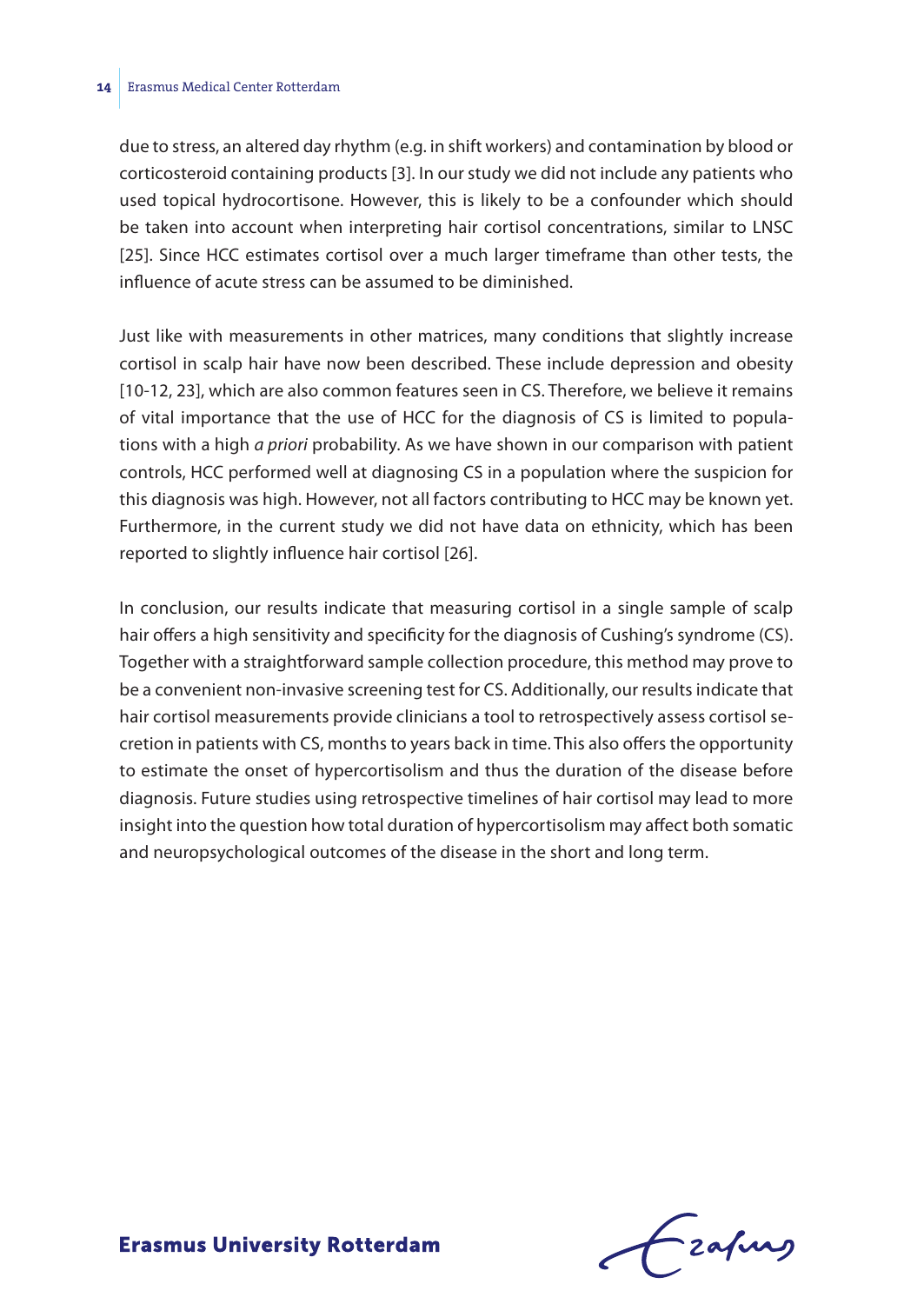due to stress, an altered day rhythm (e.g. in shift workers) and contamination by blood or corticosteroid containing products [3]. In our study we did not include any patients who used topical hydrocortisone. However, this is likely to be a confounder which should be taken into account when interpreting hair cortisol concentrations, similar to LNSC [25]. Since HCC estimates cortisol over a much larger timeframe than other tests, the influence of acute stress can be assumed to be diminished.

Just like with measurements in other matrices, many conditions that slightly increase cortisol in scalp hair have now been described. These include depression and obesity [10-12, 23], which are also common features seen in CS. Therefore, we believe it remains of vital importance that the use of HCC for the diagnosis of CS is limited to populations with a high *a priori* probability. As we have shown in our comparison with patient controls, HCC performed well at diagnosing CS in a population where the suspicion for this diagnosis was high. However, not all factors contributing to HCC may be known yet. Furthermore, in the current study we did not have data on ethnicity, which has been reported to slightly influence hair cortisol [26].

In conclusion, our results indicate that measuring cortisol in a single sample of scalp hair offers a high sensitivity and specificity for the diagnosis of Cushing's syndrome (CS). Together with a straightforward sample collection procedure, this method may prove to be a convenient non-invasive screening test for CS. Additionally, our results indicate that hair cortisol measurements provide clinicians a tool to retrospectively assess cortisol secretion in patients with CS, months to years back in time. This also offers the opportunity to estimate the onset of hypercortisolism and thus the duration of the disease before diagnosis. Future studies using retrospective timelines of hair cortisol may lead to more insight into the question how total duration of hypercortisolism may affect both somatic and neuropsychological outcomes of the disease in the short and long term.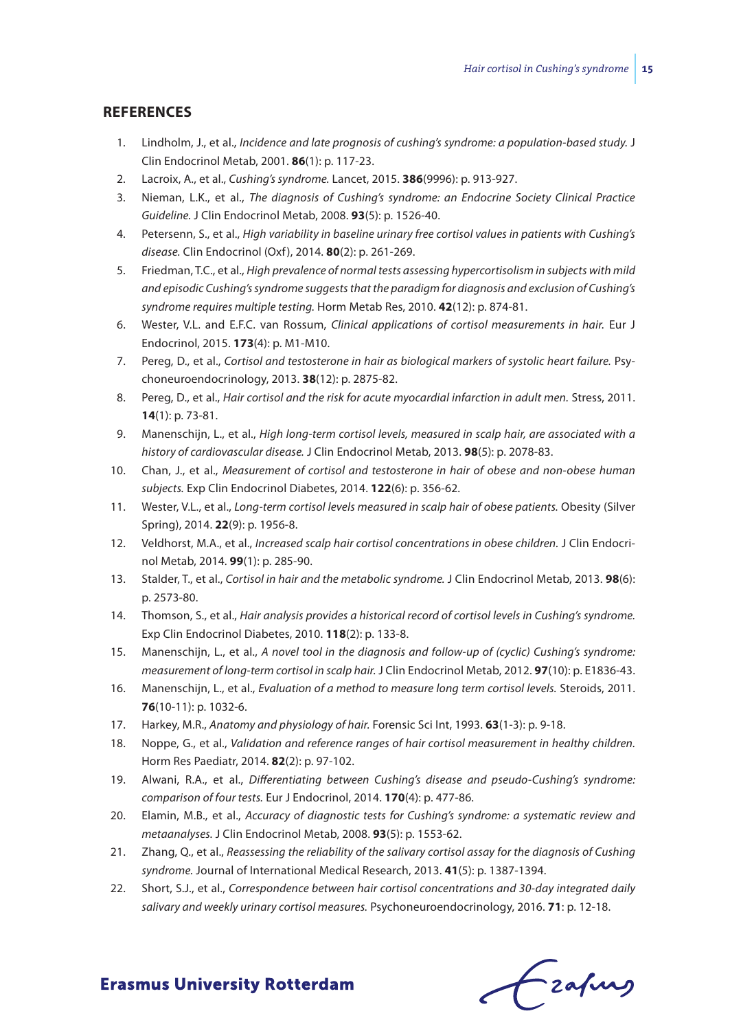## REFERENCES

1. Lindholm, J., et al., *Incidence and late prognosis of cushing's syndrome: a population-based study.* J Clin Endocrinol Metab, 2001. **86**(1): p. 117-23.
2. Lacroix, A., et al., *Cushing's syndrome.* Lancet, 2015. **386**(9996): p. 913-927.
3. Nieman, L.K., et al., *The diagnosis of Cushing's syndrome: an Endocrine Society Clinical Practice Guideline.* J Clin Endocrinol Metab, 2008. **93**(5): p. 1526-40.
4. Petersenn, S., et al., *High variability in baseline urinary free cortisol values in patients with Cushing's disease.* Clin Endocrinol (Oxf), 2014. **80**(2): p. 261-269.
5. Friedman, T.C., et al., *High prevalence of normal tests assessing hypercortisolism in subjects with mild and episodic Cushing's syndrome suggests that the paradigm for diagnosis and exclusion of Cushing's syndrome requires multiple testing.* Horm Metab Res, 2010. **42**(12): p. 874-81.
6. Wester, V.L. and E.F.C. van Rossum, *Clinical applications of cortisol measurements in hair.* Eur J Endocrinol, 2015. **173**(4): p. M1-M10.
7. Pereg, D., et al., *Cortisol and testosterone in hair as biological markers of systolic heart failure.* Psychoneuroendocrinology, 2013. **38**(12): p. 2875-82.
8. Pereg, D., et al., *Hair cortisol and the risk for acute myocardial infarction in adult men.* Stress, 2011. **14**(1): p. 73-81.
9. Manenschijn, L., et al., *High long-term cortisol levels, measured in scalp hair, are associated with a history of cardiovascular disease.* J Clin Endocrinol Metab, 2013. **98**(5): p. 2078-83.
10. Chan, J., et al., *Measurement of cortisol and testosterone in hair of obese and non-obese human subjects.* Exp Clin Endocrinol Diabetes, 2014. **122**(6): p. 356-62.
11. Wester, V.L., et al., *Long-term cortisol levels measured in scalp hair of obese patients.* Obesity (Silver Spring), 2014. **22**(9): p. 1956-8.
12. Veldhorst, M.A., et al., *Increased scalp hair cortisol concentrations in obese children.* J Clin Endocrinol Metab, 2014. **99**(1): p. 285-90.
13. Stalder, T., et al., *Cortisol in hair and the metabolic syndrome.* J Clin Endocrinol Metab, 2013. **98**(6): p. 2573-80.
14. Thomson, S., et al., *Hair analysis provides a historical record of cortisol levels in Cushing's syndrome.* Exp Clin Endocrinol Diabetes, 2010. **118**(2): p. 133-8.
15. Manenschijn, L., et al., *A novel tool in the diagnosis and follow-up of (cyclic) Cushing's syndrome: measurement of long-term cortisol in scalp hair.* J Clin Endocrinol Metab, 2012. **97**(10): p. E1836-43.
16. Manenschijn, L., et al., *Evaluation of a method to measure long term cortisol levels.* Steroids, 2011. **76**(10-11): p. 1032-6.
17. Harkey, M.R., *Anatomy and physiology of hair.* Forensic Sci Int, 1993. **63**(1-3): p. 9-18.
18. Noppe, G., et al., *Validation and reference ranges of hair cortisol measurement in healthy children.* Horm Res Paediatr, 2014. **82**(2): p. 97-102.
19. Alwani, R.A., et al., *Differentiating between Cushing's disease and pseudo-Cushing's syndrome: comparison of four tests.* Eur J Endocrinol, 2014. **170**(4): p. 477-86.
20. Elamin, M.B., et al., *Accuracy of diagnostic tests for Cushing's syndrome: a systematic review and metaanalyses.* J Clin Endocrinol Metab, 2008. **93**(5): p. 1553-62.
21. Zhang, Q., et al., *Reassessing the reliability of the salivary cortisol assay for the diagnosis of Cushing syndrome.* Journal of International Medical Research, 2013. **41**(5): p. 1387-1394.
22. Short, S.J., et al., *Correspondence between hair cortisol concentrations and 30-day integrated daily salivary and weekly urinary cortisol measures.* Psychoneuroendocrinology, 2016. **71**: p. 12-18.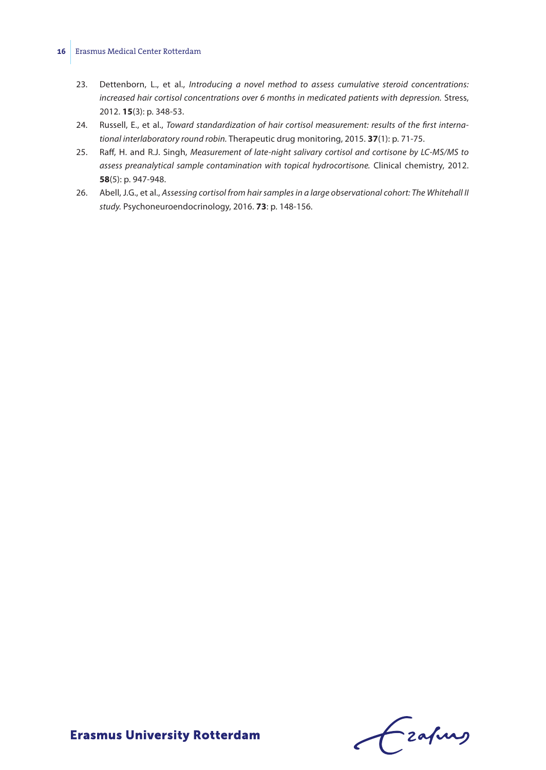23. Dettenborn, L., et al., *Introducing a novel method to assess cumulative steroid concentrations: increased hair cortisol concentrations over 6 months in medicated patients with depression.* Stress, 2012. **15**(3): p. 348-53.
24. Russell, E., et al., *Toward standardization of hair cortisol measurement: results of the first international interlaboratory round robin.* Therapeutic drug monitoring, 2015. **37**(1): p. 71-75.
25. Raff, H. and R.J. Singh, *Measurement of late-night salivary cortisol and cortisone by LC-MS/MS to assess preanalytical sample contamination with topical hydrocortisone.* Clinical chemistry, 2012. **58**(5): p. 947-948.
26. Abell, J.G., et al., *Assessing cortisol from hair samples in a large observational cohort: The Whitehall II study.* Psychoneuroendocrinology, 2016. **73**: p. 148-156.